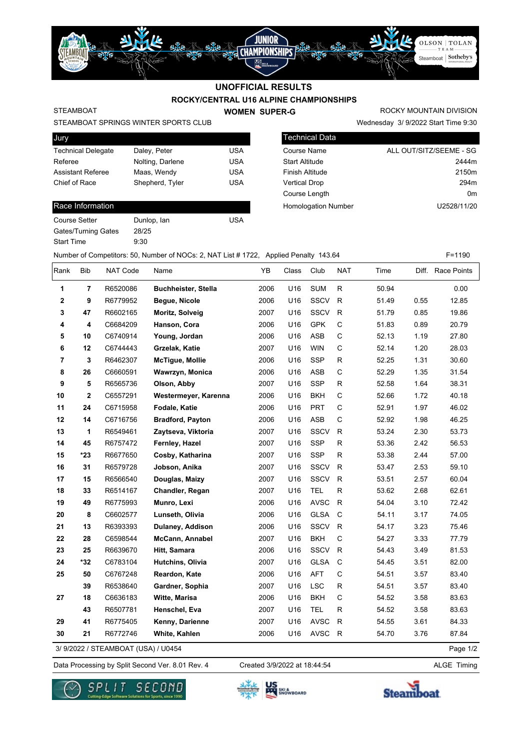# UNOFFICIAL RESULTS

## ROCKY/CENTRAL U16 ALPINE CHAMPIONSHIPS

STEAMBOAT | **WOMEN SUPER-G** | ROCKY MOUNTAIN DIVISION

STEAMBOAT SPRINGS WINTER SPORTS CLUB | Wednesday 3/ 9/2022 Start Time 9:30

| Jury | | |
|---|---|---|
| Technical Delegate | Daley, Peter | USA |
| Referee | Nolting, Darlene | USA |
| Assistant Referee | Maas, Wendy | USA |
| Chief of Race | Shepherd, Tyler | USA |

| Technical Data | |
|---|---|
| Course Name | ALL OUT/SITZ/SEEME - SG |
| Start Altitude | 2444m |
| Finish Altitude | 2150m |
| Vertical Drop | 294m |
| Course Length | 0m |
| Homologation Number | U2528/11/20 |

| Race Information | | |
|---|---|---|
| Course Setter | Dunlop, Ian | USA |
| Gates/Turning Gates | 28/25 | |
| Start Time | 9:30 | |

Number of Competitors: 50, Number of NOCs: 2, NAT List # 1722, Applied Penalty 143.64 F=1190

| Rank | Bib | NAT Code | Name | YB | Class | Club | NAT | Time | Diff. | Race Points |
|---|---|---|---|---|---|---|---|---|---|---|
| 1 | 7 | R6520086 | **Buchheister, Stella** | 2006 | U16 | SUM | R | 50.94 | | 0.00 |
| 2 | 9 | R6779952 | **Begue, Nicole** | 2006 | U16 | SSCV | R | 51.49 | 0.55 | 12.85 |
| 3 | 47 | R6602165 | **Moritz, Solveig** | 2007 | U16 | SSCV | R | 51.79 | 0.85 | 19.86 |
| 4 | 4 | C6684209 | **Hanson, Cora** | 2006 | U16 | GPK | C | 51.83 | 0.89 | 20.79 |
| 5 | 10 | C6740914 | **Young, Jordan** | 2006 | U16 | ASB | C | 52.13 | 1.19 | 27.80 |
| 6 | 12 | C6744443 | **Grzelak, Katie** | 2007 | U16 | WIN | C | 52.14 | 1.20 | 28.03 |
| 7 | 3 | R6462307 | **McTigue, Mollie** | 2006 | U16 | SSP | R | 52.25 | 1.31 | 30.60 |
| 8 | 26 | C6660591 | **Wawrzyn, Monica** | 2006 | U16 | ASB | C | 52.29 | 1.35 | 31.54 |
| 9 | 5 | R6565736 | **Olson, Abby** | 2007 | U16 | SSP | R | 52.58 | 1.64 | 38.31 |
| 10 | 2 | C6557291 | **Westermeyer, Karenna** | 2006 | U16 | BKH | C | 52.66 | 1.72 | 40.18 |
| 11 | 24 | C6715958 | **Fodale, Katie** | 2006 | U16 | PRT | C | 52.91 | 1.97 | 46.02 |
| 12 | 14 | C6716756 | **Bradford, Payton** | 2006 | U16 | ASB | C | 52.92 | 1.98 | 46.25 |
| 13 | 1 | R6549461 | **Zaytseva, Viktoria** | 2007 | U16 | SSCV | R | 53.24 | 2.30 | 53.73 |
| 14 | 45 | R6757472 | **Fernley, Hazel** | 2007 | U16 | SSP | R | 53.36 | 2.42 | 56.53 |
| 15 | *23 | R6677650 | **Cosby, Katharina** | 2007 | U16 | SSP | R | 53.38 | 2.44 | 57.00 |
| 16 | 31 | R6579728 | **Jobson, Anika** | 2007 | U16 | SSCV | R | 53.47 | 2.53 | 59.10 |
| 17 | 15 | R6566540 | **Douglas, Maizy** | 2007 | U16 | SSCV | R | 53.51 | 2.57 | 60.04 |
| 18 | 33 | R6514167 | **Chandler, Regan** | 2007 | U16 | TEL | R | 53.62 | 2.68 | 62.61 |
| 19 | 49 | R6775993 | **Munro, Lexi** | 2006 | U16 | AVSC | R | 54.04 | 3.10 | 72.42 |
| 20 | 8 | C6602577 | **Lunseth, Olivia** | 2006 | U16 | GLSA | C | 54.11 | 3.17 | 74.05 |
| 21 | 13 | R6393393 | **Dulaney, Addison** | 2006 | U16 | SSCV | R | 54.17 | 3.23 | 75.46 |
| 22 | 28 | C6598544 | **McCann, Annabel** | 2007 | U16 | BKH | C | 54.27 | 3.33 | 77.79 |
| 23 | 25 | R6639670 | **Hitt, Samara** | 2006 | U16 | SSCV | R | 54.43 | 3.49 | 81.53 |
| 24 | *32 | C6783104 | **Hutchins, Olivia** | 2007 | U16 | GLSA | C | 54.45 | 3.51 | 82.00 |
| 25 | 50 | C6767248 | **Reardon, Kate** | 2006 | U16 | AFT | C | 54.51 | 3.57 | 83.40 |
| | 39 | R6538640 | **Gardner, Sophia** | 2007 | U16 | LSC | R | 54.51 | 3.57 | 83.40 |
| 27 | 18 | C6636183 | **Witte, Marisa** | 2006 | U16 | BKH | C | 54.52 | 3.58 | 83.63 |
| | 43 | R6507781 | **Henschel, Eva** | 2007 | U16 | TEL | R | 54.52 | 3.58 | 83.63 |
| 29 | 41 | R6775405 | **Kenny, Darienne** | 2007 | U16 | AVSC | R | 54.55 | 3.61 | 84.33 |
| 30 | 21 | R6772746 | **White, Kahlen** | 2006 | U16 | AVSC | R | 54.70 | 3.76 | 87.84 |

3/ 9/2022 / STEAMBOAT (USA) / U0454

Data Processing by Split Second Ver. 8.01 Rev. 4 | Created 3/9/2022 at 18:44:54 | ALGE Timing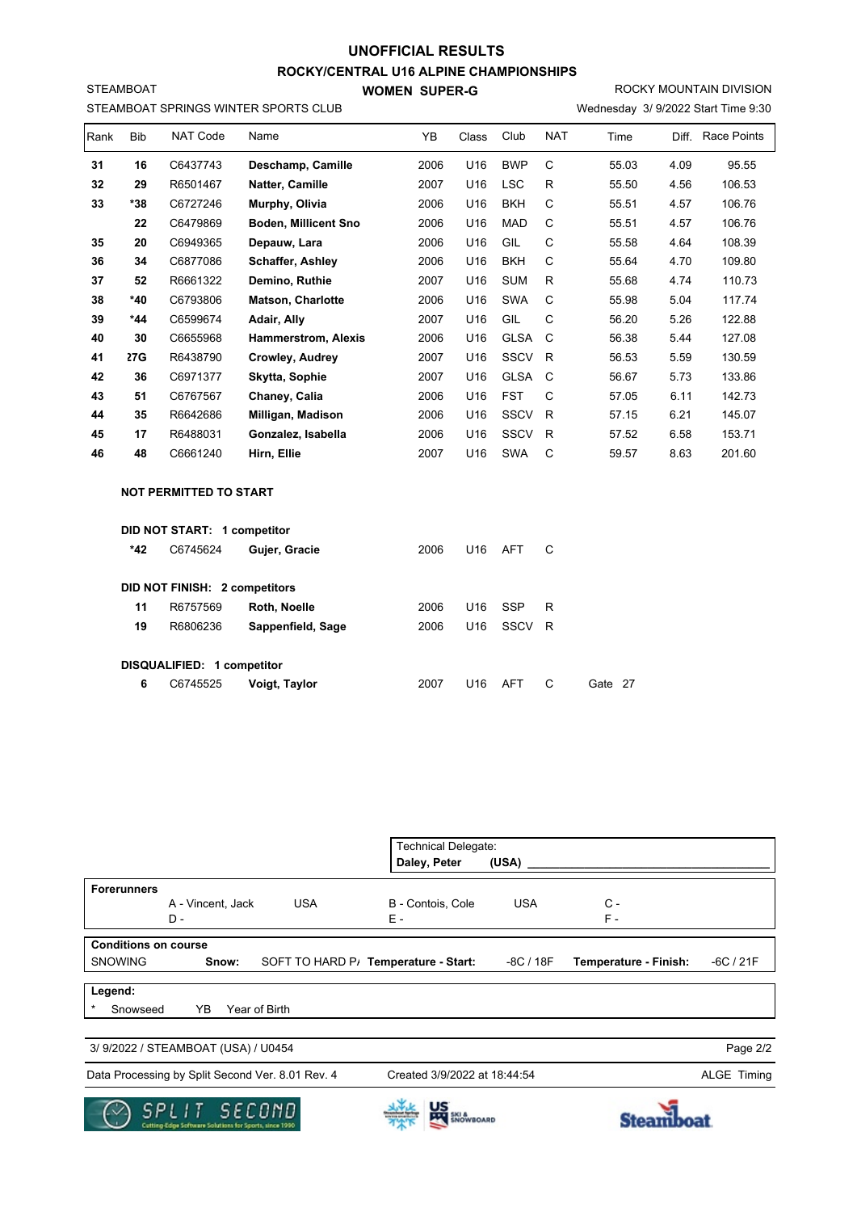# UNOFFICIAL RESULTS

## ROCKY/CENTRAL U16 ALPINE CHAMPIONSHIPS

### WOMEN SUPER-G

STEAMBOAT
STEAMBOAT SPRINGS WINTER SPORTS CLUB

ROCKY MOUNTAIN DIVISION
Wednesday 3/ 9/2022 Start Time 9:30

| Rank | Bib | NAT Code | Name | YB | Class | Club | NAT | Time | Diff. | Race Points |
|---|---|---|---|---|---|---|---|---|---|---|
| 31 | 16 | C6437743 | **Deschamp, Camille** | 2006 | U16 | BWP | C | 55.03 | 4.09 | 95.55 |
| 32 | 29 | R6501467 | **Natter, Camille** | 2007 | U16 | LSC | R | 55.50 | 4.56 | 106.53 |
| 33 | *38 | C6727246 | **Murphy, Olivia** | 2006 | U16 | BKH | C | 55.51 | 4.57 | 106.76 |
| | 22 | C6479869 | **Boden, Millicent Sno** | 2006 | U16 | MAD | C | 55.51 | 4.57 | 106.76 |
| 35 | 20 | C6949365 | **Depauw, Lara** | 2006 | U16 | GIL | C | 55.58 | 4.64 | 108.39 |
| 36 | 34 | C6877086 | **Schaffer, Ashley** | 2006 | U16 | BKH | C | 55.64 | 4.70 | 109.80 |
| 37 | 52 | R6661322 | **Demino, Ruthie** | 2007 | U16 | SUM | R | 55.68 | 4.74 | 110.73 |
| 38 | *40 | C6793806 | **Matson, Charlotte** | 2006 | U16 | SWA | C | 55.98 | 5.04 | 117.74 |
| 39 | *44 | C6599674 | **Adair, Ally** | 2007 | U16 | GIL | C | 56.20 | 5.26 | 122.88 |
| 40 | 30 | C6655968 | **Hammerstrom, Alexis** | 2006 | U16 | GLSA | C | 56.38 | 5.44 | 127.08 |
| 41 | 27G | R6438790 | **Crowley, Audrey** | 2007 | U16 | SSCV | R | 56.53 | 5.59 | 130.59 |
| 42 | 36 | C6971377 | **Skytta, Sophie** | 2007 | U16 | GLSA | C | 56.67 | 5.73 | 133.86 |
| 43 | 51 | C6767567 | **Chaney, Calia** | 2006 | U16 | FST | C | 57.05 | 6.11 | 142.73 |
| 44 | 35 | R6642686 | **Milligan, Madison** | 2006 | U16 | SSCV | R | 57.15 | 6.21 | 145.07 |
| 45 | 17 | R6488031 | **Gonzalez, Isabella** | 2006 | U16 | SSCV | R | 57.52 | 6.58 | 153.71 |
| 46 | 48 | C6661240 | **Hirn, Ellie** | 2007 | U16 | SWA | C | 59.57 | 8.63 | 201.60 |

**NOT PERMITTED TO START**

**DID NOT START: 1 competitor**

| Bib | NAT Code | Name | YB | Class | Club | NAT |
|---|---|---|---|---|---|---|
| *42 | C6745624 | **Gujer, Gracie** | 2006 | U16 | AFT | C |

**DID NOT FINISH: 2 competitors**

| Bib | NAT Code | Name | YB | Class | Club | NAT |
|---|---|---|---|---|---|---|
| 11 | R6757569 | **Roth, Noelle** | 2006 | U16 | SSP | R |
| 19 | R6806236 | **Sappenfield, Sage** | 2006 | U16 | SSCV | R |

**DISQUALIFIED: 1 competitor**

| Bib | NAT Code | Name | YB | Class | Club | NAT | Reason |
|---|---|---|---|---|---|---|---|
| 6 | C6745525 | **Voigt, Taylor** | 2007 | U16 | AFT | C | Gate 27 |

Technical Delegate: **Daley, Peter (USA)**

**Forerunners**

| | | | | | |
|---|---|---|---|---|---|
| A - Vincent, Jack | USA | B - Contois, Cole | USA | C - | |
| D - | | E - | | F - | |

**Conditions on course**

| | | | | | |
|---|---|---|---|---|---|
| SNOWING | **Snow:** SOFT TO HARD P/ | **Temperature - Start:** | -8C / 18F | **Temperature - Finish:** | -6C / 21F |

**Legend:**
\* Snowseed    YB Year of Birth

3/ 9/2022 / STEAMBOAT (USA) / U0454

Data Processing by Split Second Ver. 8.01 Rev. 4    Created 3/9/2022 at 18:44:54    ALGE Timing